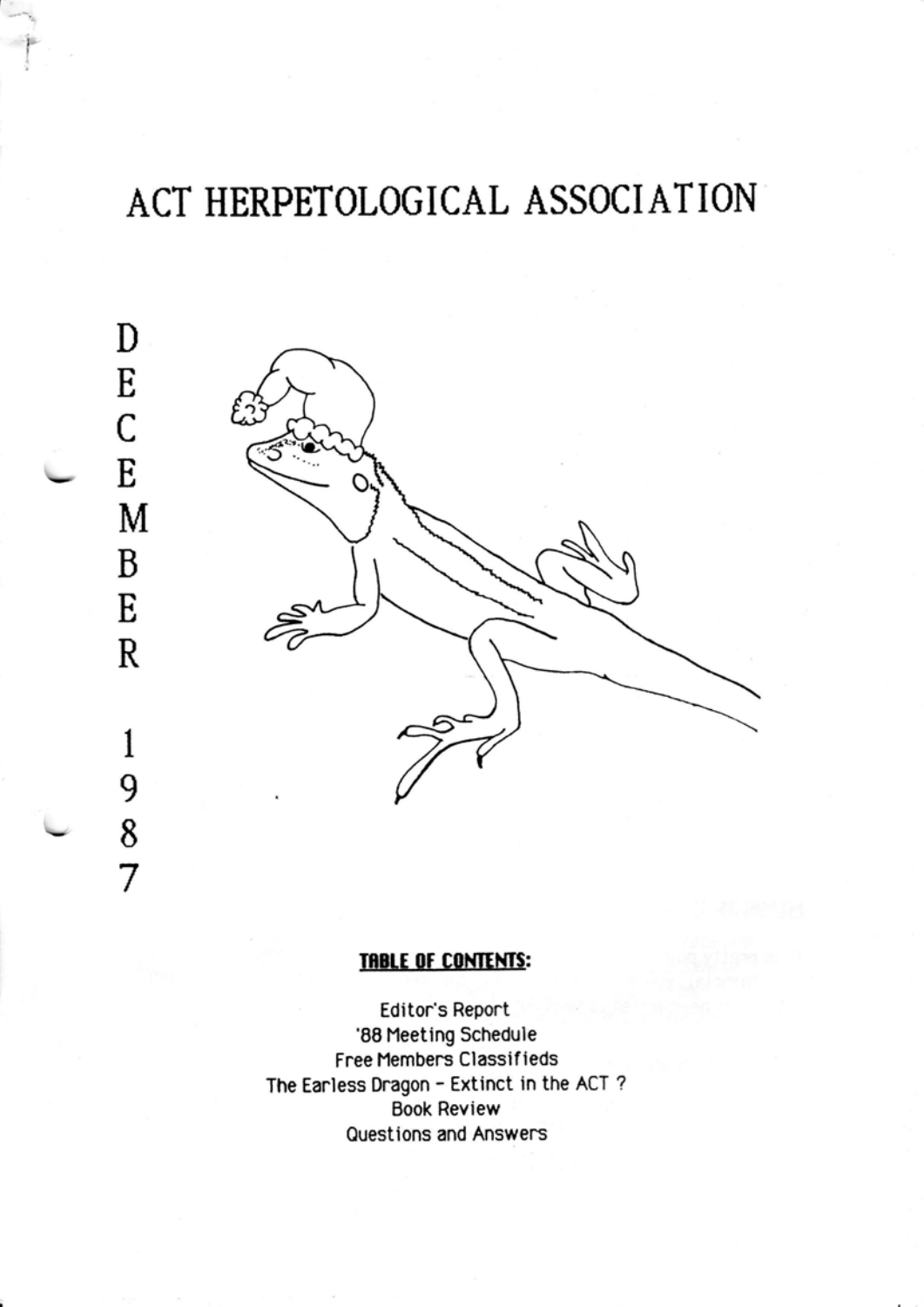# ACT HERPETOLOGICAL ASSOCIATION

DECEMBER 1987

**TABLE OF CONTENTS:**

Editor's Report
'88 Meeting Schedule
Free Members Classifieds
The Earless Dragon - Extinct in the ACT ?
Book Review
Questions and Answers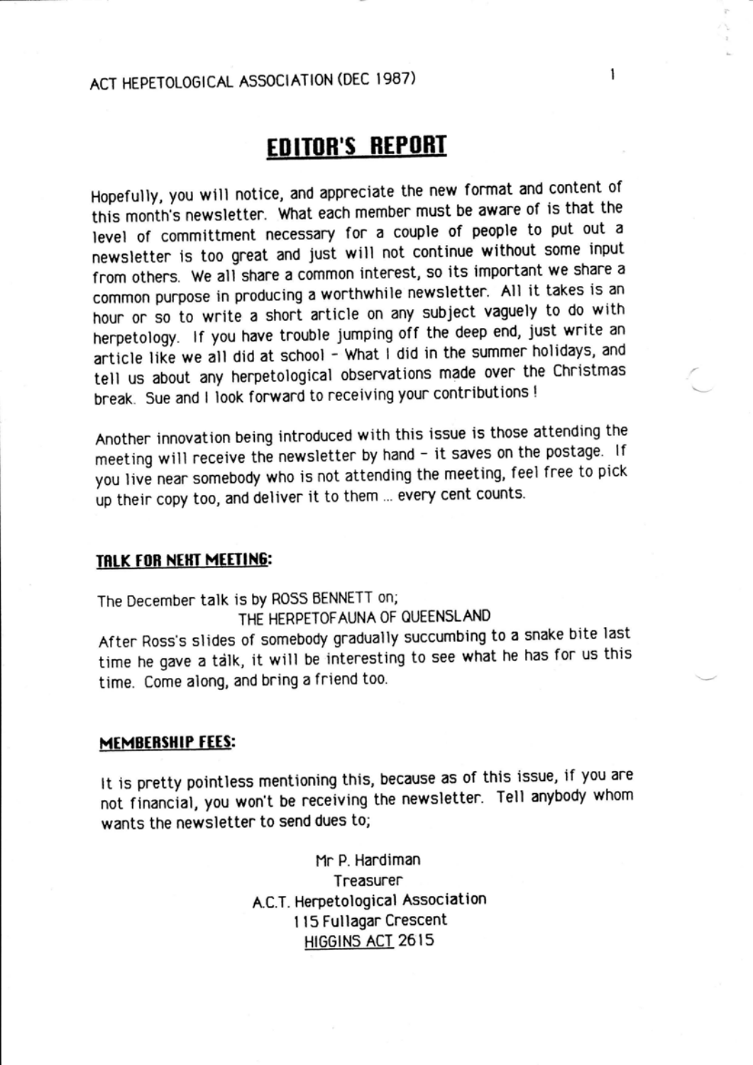ACT HEPETOLOGICAL ASSOCIATION (DEC 1987)

# EDITOR'S REPORT

Hopefully, you will notice, and appreciate the new format and content of this month's newsletter. What each member must be aware of is that the level of committment necessary for a couple of people to put out a newsletter is too great and just will not continue without some input from others. We all share a common interest, so its important we share a common purpose in producing a worthwhile newsletter. All it takes is an hour or so to write a short article on any subject vaguely to do with herpetology. If you have trouble jumping off the deep end, just write an article like we all did at school - What I did in the summer holidays, and tell us about any herpetological observations made over the Christmas break. Sue and I look forward to receiving your contributions !

Another innovation being introduced with this issue is those attending the meeting will receive the newsletter by hand - it saves on the postage. If you live near somebody who is not attending the meeting, feel free to pick up their copy too, and deliver it to them ... every cent counts.

**TALK FOR NEXT MEETING:**

The December talk is by ROSS BENNETT on;

THE HERPETOFAUNA OF QUEENSLAND

After Ross's slides of somebody gradually succumbing to a snake bite last time he gave a talk, it will be interesting to see what he has for us this time. Come along, and bring a friend too.

**MEMBERSHIP FEES:**

It is pretty pointless mentioning this, because as of this issue, if you are not financial, you won't be receiving the newsletter. Tell anybody whom wants the newsletter to send dues to;

Mr P. Hardiman
Treasurer
A.C.T. Herpetological Association
115 Fullagar Crescent
HIGGINS ACT 2615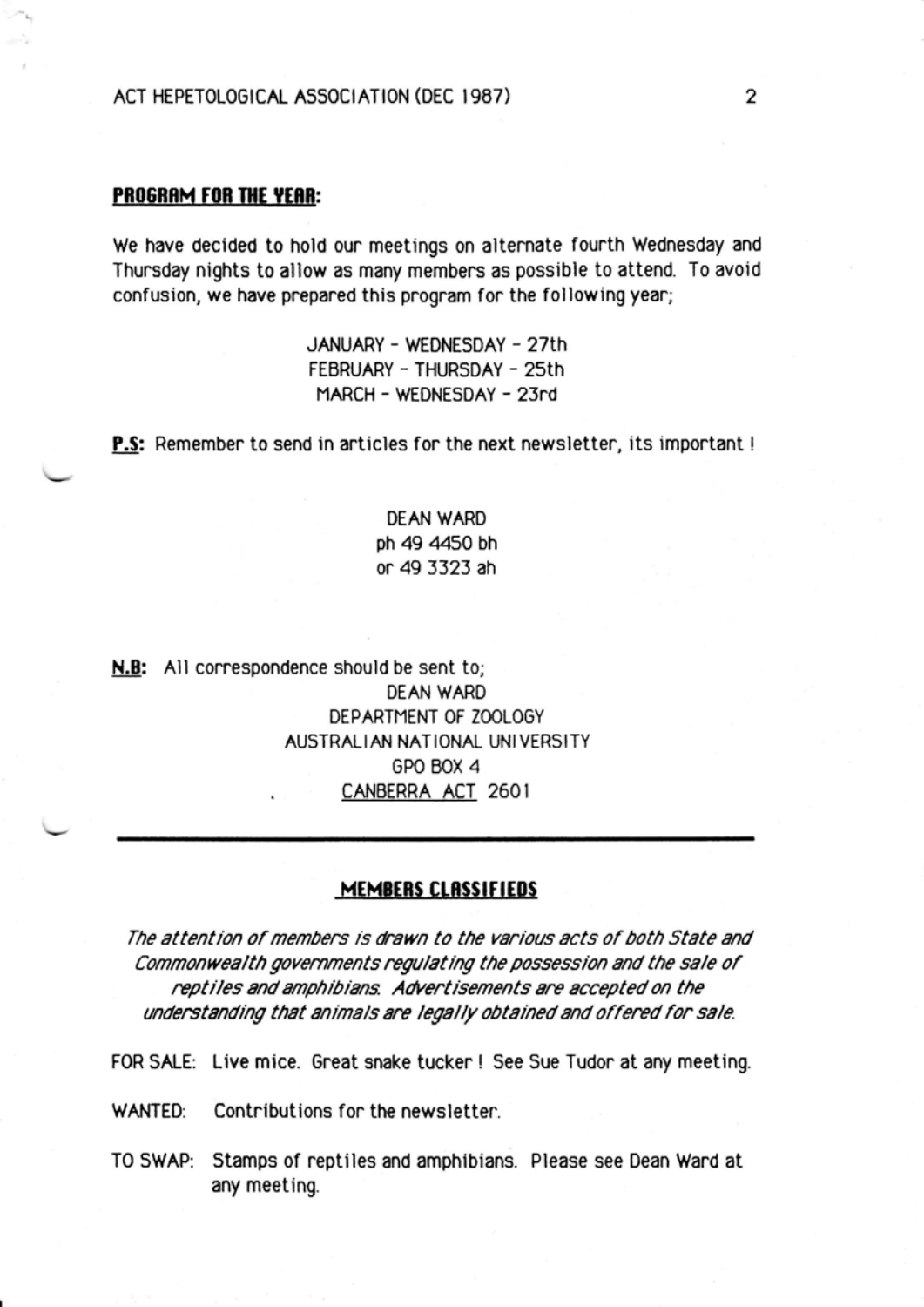## PROGRAM FOR THE YEAR:

We have decided to hold our meetings on alternate fourth Wednesday and Thursday nights to allow as many members as possible to attend. To avoid confusion, we have prepared this program for the following year;

JANUARY - WEDNESDAY - 27th
FEBRUARY - THURSDAY - 25th
MARCH - WEDNESDAY - 23rd

**P.S:** Remember to send in articles for the next newsletter, its important !

DEAN WARD
ph 49 4450 bh
or 49 3323 ah

**N.B:** All correspondence should be sent to;

DEAN WARD
DEPARTMENT OF ZOOLOGY
AUSTRALIAN NATIONAL UNIVERSITY
GPO BOX 4
CANBERRA ACT 2601

---

## MEMBERS CLASSIFIEDS

*The attention of members is drawn to the various acts of both State and Commonwealth governments regulating the possession and the sale of reptiles and amphibians. Advertisements are accepted on the understanding that animals are legally obtained and offered for sale.*

FOR SALE: Live mice. Great snake tucker ! See Sue Tudor at any meeting.

WANTED: Contributions for the newsletter.

TO SWAP: Stamps of reptiles and amphibians. Please see Dean Ward at any meeting.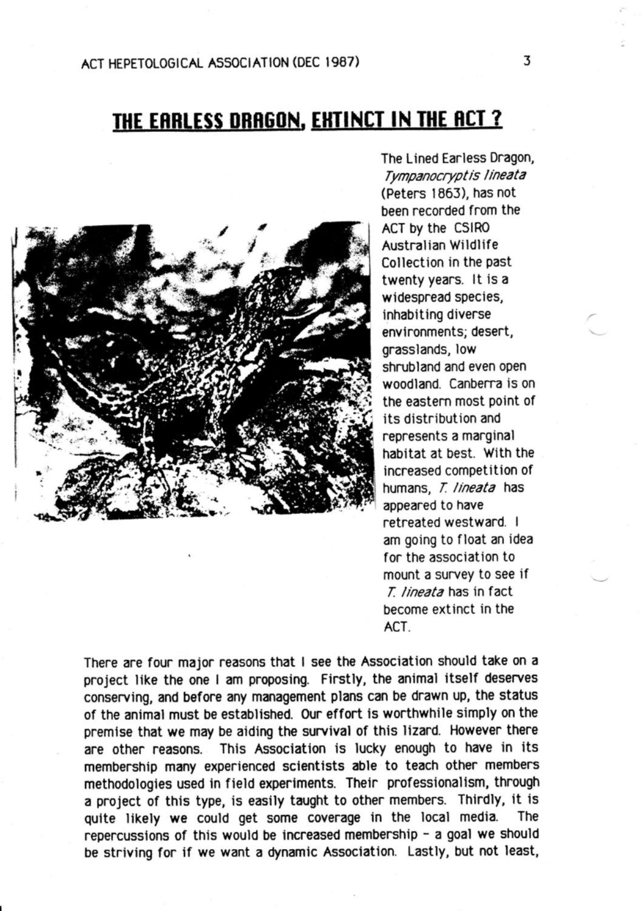## THE EARLESS DRAGON, EXTINCT IN THE ACT ?

The Lined Earless Dragon, *Tympanocryptis lineata* (Peters 1863), has not been recorded from the ACT by the CSIRO Australian Wildlife Collection in the past twenty years. It is a widespread species, inhabiting diverse environments; desert, grasslands, low shrubland and even open woodland. Canberra is on the eastern most point of its distribution and represents a marginal habitat at best. With the increased competition of humans, *T. lineata* has appeared to have retreated westward. I am going to float an idea for the association to mount a survey to see if *T. lineata* has in fact become extinct in the ACT.

There are four major reasons that I see the Association should take on a project like the one I am proposing. Firstly, the animal itself deserves conserving, and before any management plans can be drawn up, the status of the animal must be established. Our effort is worthwhile simply on the premise that we may be aiding the survival of this lizard. However there are other reasons. This Association is lucky enough to have in its membership many experienced scientists able to teach other members methodologies used in field experiments. Their professionalism, through a project of this type, is easily taught to other members. Thirdly, it is quite likely we could get some coverage in the local media. The repercussions of this would be increased membership - a goal we should be striving for if we want a dynamic Association. Lastly, but not least,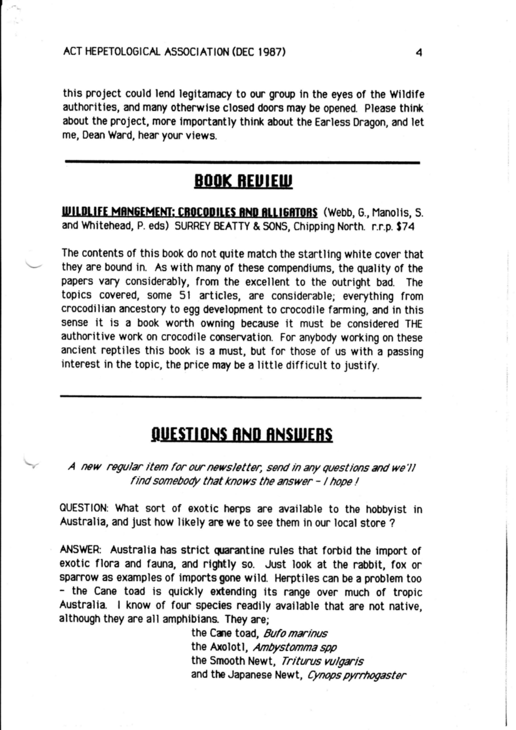this project could lend legitamacy to our group in the eyes of the Wildife authorities, and many otherwise closed doors may be opened. Please think about the project, more importantly think about the Earless Dragon, and let me, Dean Ward, hear your views.

---

## BOOK REVIEW

**WILDLIFE MANGEMENT: CROCODILES AND ALLIGATORS** (Webb, G., Manolis, S. and Whitehead, P. eds) SURREY BEATTY & SONS, Chipping North. r.r.p. $74

The contents of this book do not quite match the startling white cover that they are bound in. As with many of these compendiums, the quality of the papers vary considerably, from the excellent to the outright bad. The topics covered, some 51 articles, are considerable; everything from crocodilian ancestory to egg development to crocodile farming, and in this sense it is a book worth owning because it must be considered THE authoritive work on crocodile conservation. For anybody working on these ancient reptiles this book is a must, but for those of us with a passing interest in the topic, the price may be a little difficult to justify.

---

## QUESTIONS AND ANSWERS

*A new regular item for our newsletter, send in any questions and we'll find somebody that knows the answer - I hope !*

QUESTION: What sort of exotic herps are available to the hobbyist in Australia, and just how likely are we to see them in our local store ?

ANSWER: Australia has strict quarantine rules that forbid the import of exotic flora and fauna, and rightly so. Just look at the rabbit, fox or sparrow as examples of imports gone wild. Herptiles can be a problem too - the Cane toad is quickly extending its range over much of tropic Australia. I know of four species readily available that are not native, although they are all amphibians. They are;

the Cane toad, *Bufo marinus*
the Axolotl, *Ambystomma spp*
the Smooth Newt, *Triturus vulgaris*
and the Japanese Newt, *Cynops pyrrhogaster*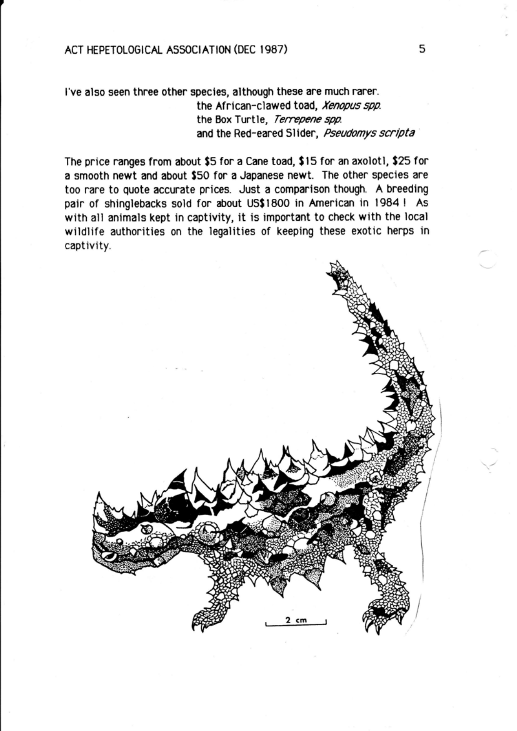I've also seen three other species, although these are much rarer.

the African-clawed toad, *Xenopus spp.*
the Box Turtle, *Terrepene spp.*
and the Red-eared Slider, *Pseudomys scripta*

The price ranges from about $5 for a Cane toad, $15 for an axolotl, $25 for a smooth newt and about $50 for a Japanese newt. The other species are too rare to quote accurate prices. Just a comparison though. A breeding pair of shinglebacks sold for about US$1800 in American in 1984 ! As with all animals kept in captivity, it is important to check with the local wildlife authorities on the legalities of keeping these exotic herps in captivity.

2 cm